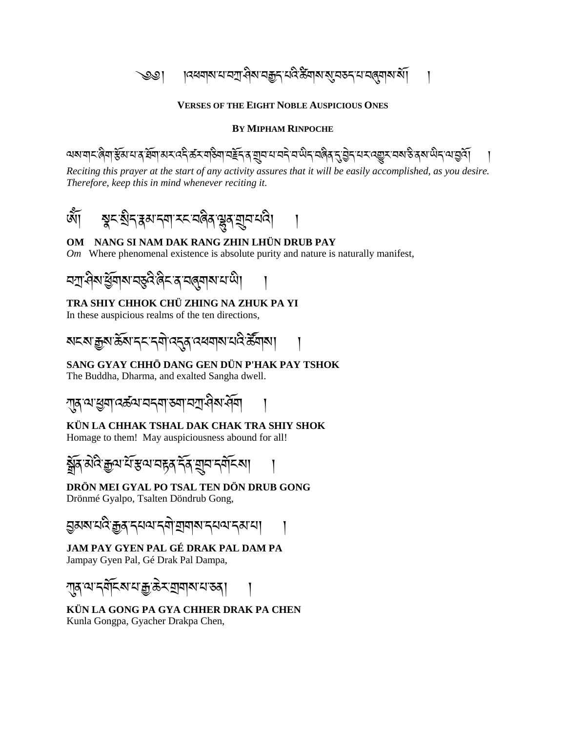༄༅། །འཕགས་པ་བཀྲ་ཤིས་བརྒྱད་པའི་ཚིགས་སུ་བཅད་པ་བཞུགས་སོ། །

**VERSES OF THE EIGHT NOBLE AUSPICIOUS ONES**

**BY MIPHAM RINPOCHE**

ལས་གང་ཞིག་རྩོམ་པ་ན་གོག་མར་འདི་ཚིགས་གཅིག་བརྗོད་ན་གྲུབ་པ་བདེ་བ་ཡིད་བཞིན་དུ་བྱེད་པར་འགྱུར་བས་ཅི་ནས་ཡིད་ལ་བྱའོ། །

*Reciting this prayer at the start of any activity assures that it will be easily accomplished, as you desire. Therefore, keep this in mind whenever reciting it.*

ཨོཾ། སྣང་སྲིད་རྣམ་དག་རང་བཞིན་ལྷུན་གྲུབ་པའི། །

**OM NANG SI NAM DAK RANG ZHIN LHÜN DRUB PAY**

*Om* Where phenomenal existence is absolute purity and nature is naturally manifest,

བཀྲ་ཤིས་ཕྱོགས་བཅུའི་ཞིང་ན་བཞུགས་པ་ཡི། །

**TRA SHIY CHHOK CHÜ ZHING NA ZHUK PA YI**

In these auspicious realms of the ten directions,

སངས་རྒྱས་ཆོས་དང་དགེ་འདུན་འཕགས་པའི་ཚོགས། །

**SANG GYAY CHHÖ DANG GEN DÜN P'HAK PAY TSHOK**

The Buddha, Dharma, and exalted Sangha dwell.

ཀུན་ལ་ཕྱག་འཚལ་བདག་ཅག་བཀྲ་ཤིས་ཤོག །

**KÜN LA CHHAK TSHAL DAK CHAK TRA SHIY SHOK**

Homage to them! May auspiciousness abound for all!

སྒྲོན་མེའི་རྒྱལ་པོ་རྩལ་བརྟན་དོན་གྲུབ་དགོངས། །

**DRÖN MEI GYAL PO TSAL TEN DÖN DRUB GONG**

Drönmé Gyalpo, Tsalten Döndrub Gong,

བྱམས་པའི་རྒྱན་དཔལ་དགེ་གྲགས་དཔལ་དམ་པ། །

**JAM PAY GYEN PAL GÉ DRAK PAL DAM PA**

Jampay Gyen Pal, Gé Drak Pal Dampa,

ཀུན་ལ་དགོངས་པ་རྒྱ་ཆེར་གྲགས་པ་ཅན། །

**KÜN LA GONG PA GYA CHHER DRAK PA CHEN**

Kunla Gongpa, Gyacher Drakpa Chen,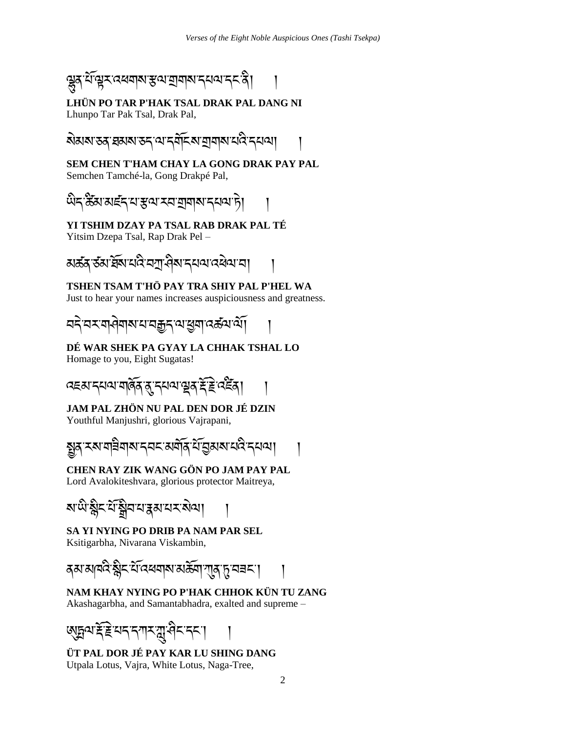ལྷུན་པོ་ལྟར་འཕགས་རྩལ་གྲགས་དཔལ་དང་ནི། །

**LHÜN PO TAR P'HAK TSAL DRAK PAL DANG NI**
Lhunpo Tar Pak Tsal, Drak Pal,

སེམས་ཅན་ཐམས་ཅད་ལ་དགོངས་གྲགས་པའི་དཔལ། །

**SEM CHEN T'HAM CHAY LA GONG DRAK PAY PAL**
Semchen Tamché-la, Gong Drakpé Pal,

ཡིད་ཚིམ་མཛད་པ་རྩལ་རབ་གྲགས་དཔལ་ཏེ། །

**YI TSHIM DZAY PA TSAL RAB DRAK PAL TÉ**
Yitsim Dzepa Tsal, Rap Drak Pel –

མཚན་ཙམ་ཐོས་པའི་བཀྲ་ཤིས་དཔལ་འཕེལ་བ། །

**TSHEN TSAM T'HÖ PAY TRA SHIY PAL P'HEL WA**
Just to hear your names increases auspiciousness and greatness.

བདེ་བར་གཤེགས་པ་བརྒྱད་ལ་ཕྱག་འཚལ་ལོ། །

**DÉ WAR SHEK PA GYAY LA CHHAK TSHAL LO**
Homage to you, Eight Sugatas!

འཇམ་དཔལ་གཞོན་ནུ་དཔལ་ལྡན་རྡོ་རྗེ་འཛིན། །

**JAM PAL ZHÖN NU PAL DEN DOR JÉ DZIN**
Youthful Manjushri, glorious Vajrapani,

སྤྱན་རས་གཟིགས་དབང་མགོན་པོ་བྱམས་པའི་དཔལ། །

**CHEN RAY ZIK WANG GÖN PO JAM PAY PAL**
Lord Avalokiteshvara, glorious protector Maitreya,

ས་ཡི་སྙིང་པོ་སྒྲིབ་པ་རྣམ་པར་སེལ། །

**SA YI NYING PO DRIB PA NAM PAR SEL**
Ksitigarbha, Nivarana Viskambin,

ནམ་མཁའི་སྙིང་པོ་འཕགས་མཆོག་ཀུན་ཏུ་བཟང་། །

**NAM KHAY NYING PO P'HAK CHHOK KÜN TU ZANG**
Akashagarbha, and Samantabhadra, exalted and supreme –

ཨུཏྤལ་རྡོ་རྗེ་པད་དཀར་ཀླུ་ཤིང་དང་། །

**ÜT PAL DOR JÉ PAY KAR LU SHING DANG**
Utpala Lotus, Vajra, White Lotus, Naga-Tree,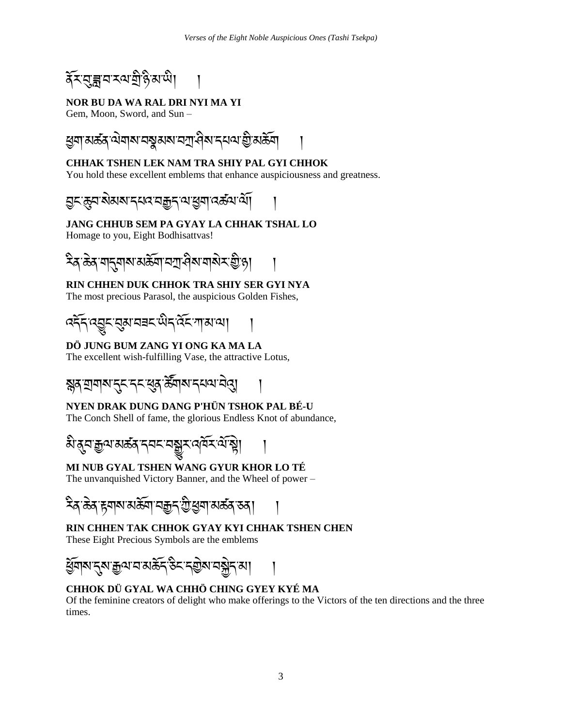ནོར་བུ་ཟླ་བ་རལ་གྲི་ཉི་མ་ཡི། །

**NOR BU DA WA RAL DRI NYI MA YI**
Gem, Moon, Sword, and Sun –

ཕྱག་མཚན་ལེགས་བསྣམས་བཀྲ་ཤིས་དཔལ་གྱི་མཆོག །

**CHHAK TSHEN LEK NAM TRA SHIY PAL GYI CHHOK**
You hold these excellent emblems that enhance auspiciousness and greatness.

བྱང་ཆུབ་སེམས་དཔའ་བརྒྱད་ལ་ཕྱག་འཚལ་ལོ། །

**JANG CHHUB SEM PA GYAY LA CHHAK TSHAL LO**
Homage to you, Eight Bodhisattvas!

རིན་ཆེན་གདུགས་མཆོག་བཀྲ་ཤིས་གསེར་གྱི་ཉ། །

**RIN CHHEN DUK CHHOK TRA SHIY SER GYI NYA**
The most precious Parasol, the auspicious Golden Fishes,

འདོད་འབྱུང་བུམ་བཟང་ཡིད་འོང་ཀ་མ་ལ། །

**DÖ JUNG BUM ZANG YI ONG KA MA LA**
The excellent wish-fulfilling Vase, the attractive Lotus,

སྙན་གྲགས་དུང་དང་ཕུན་ཚོགས་དཔལ་བེའུ། །

**NYEN DRAK DUNG DANG P'HÜN TSHOK PAL BÉ-U**
The Conch Shell of fame, the glorious Endless Knot of abundance,

མི་ནུབ་རྒྱལ་མཚན་དབང་བསྒྱུར་འཁོར་ལོ་སྟེ། །

**MI NUB GYAL TSHEN WANG GYUR KHOR LO TÉ**
The unvanquished Victory Banner, and the Wheel of power –

རིན་ཆེན་རྟགས་མཆོག་བརྒྱད་ཀྱི་ཕྱག་མཚན་ཅན། །

**RIN CHHEN TAK CHHOK GYAY KYI CHHAK TSHEN CHEN**
These Eight Precious Symbols are the emblems

ཕྱོགས་དུས་རྒྱལ་བ་མཆོད་ཅིང་དགྱེས་བསྐྱེད་མ། །

**CHHOK DÜ GYAL WA CHHÖ CHING GYEY KYÉ MA**
Of the feminine creators of delight who make offerings to the Victors of the ten directions and the three times.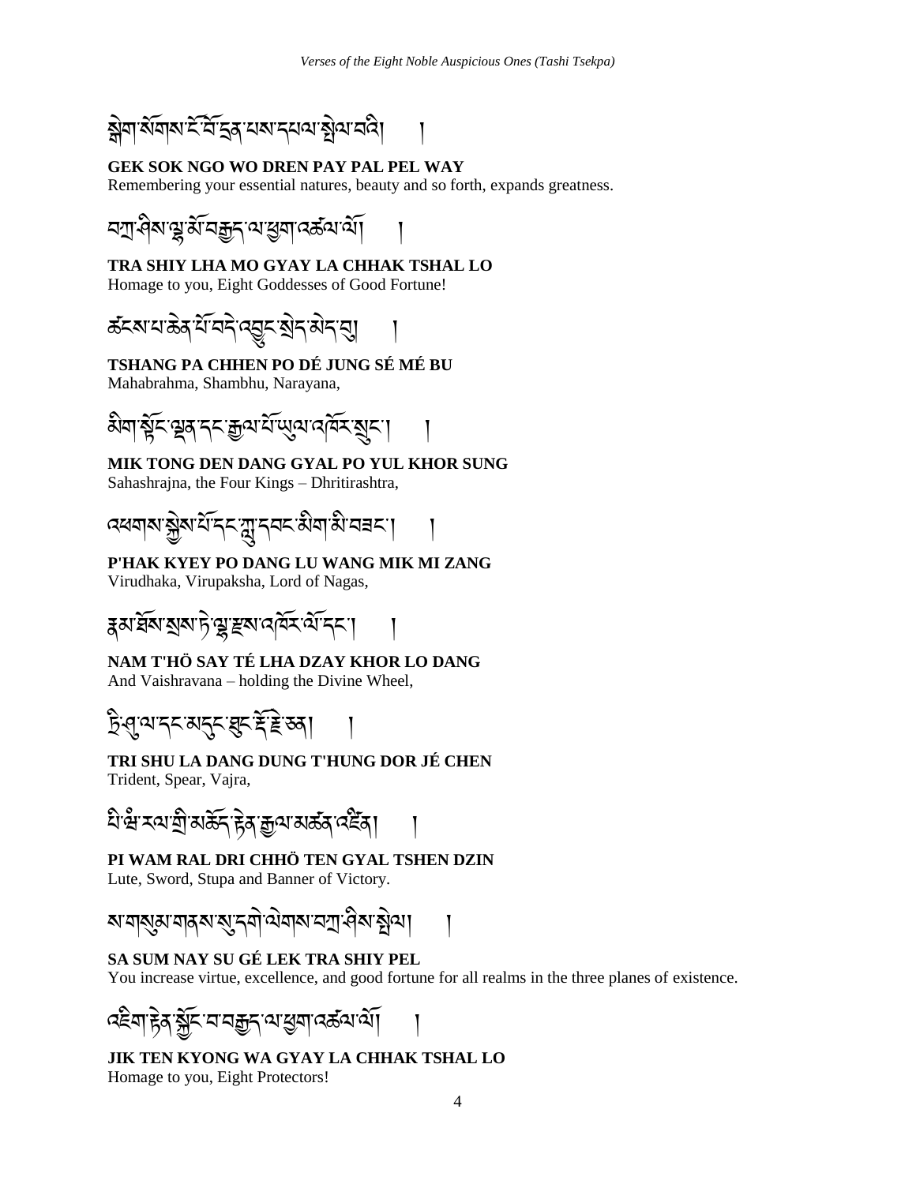སྒེག་སོགས་ངོ་བོ་དྲན་པས་དཔལ་སྤེལ་བའི། །

**GEK SOK NGO WO DREN PAY PAL PEL WAY**
Remembering your essential natures, beauty and so forth, expands greatness.

བཀྲ་ཤིས་ལྷ་མོ་བརྒྱད་ལ་ཕྱག་འཚལ་ལོ། །

**TRA SHIY LHA MO GYAY LA CHHAK TSHAL LO**
Homage to you, Eight Goddesses of Good Fortune!

ཚངས་པ་ཆེན་པོ་བདེ་འབྱུང་སྲེད་མེད་བུ། །

**TSHANG PA CHHEN PO DÉ JUNG SÉ MÉ BU**
Mahabrahma, Shambhu, Narayana,

མིག་སྟོང་ལྡན་དང་རྒྱལ་པོ་ཡུལ་འཁོར་སྲུང་། །

**MIK TONG DEN DANG GYAL PO YUL KHOR SUNG**
Sahashrajna, the Four Kings – Dhritirashtra,

འཕགས་སྐྱེས་པོ་དང་ཀླུ་དབང་མིག་མི་བཟང་། །

**P'HAK KYEY PO DANG LU WANG MIK MI ZANG**
Virudhaka, Virupaksha, Lord of Nagas,

རྣམ་ཐོས་སྲས་ཏེ་ལྷ་རྫས་འཁོར་ལོ་དང་། །

**NAM T'HÖ SAY TÉ LHA DZAY KHOR LO DANG**
And Vaishravana – holding the Divine Wheel,

ཏྲི་ཤུ་ལ་དང་མདུང་ཐུང་རྡོ་རྗེ་ཅན། །

**TRI SHU LA DANG DUNG T'HUNG DOR JÉ CHEN**
Trident, Spear, Vajra,

པི་ཝཾ་རལ་གྲི་མཆོད་རྟེན་རྒྱལ་མཚན་འཛིན། །

**PI WAM RAL DRI CHHÖ TEN GYAL TSHEN DZIN**
Lute, Sword, Stupa and Banner of Victory.

ས་གསུམ་གནས་སུ་དགེ་ལེགས་བཀྲ་ཤིས་སྤེལ། །

**SA SUM NAY SU GÉ LEK TRA SHIY PEL**
You increase virtue, excellence, and good fortune for all realms in the three planes of existence.

འཇིག་རྟེན་སྐྱོང་བ་བརྒྱད་ལ་ཕྱག་འཚལ་ལོ། །

**JIK TEN KYONG WA GYAY LA CHHAK TSHAL LO**
Homage to you, Eight Protectors!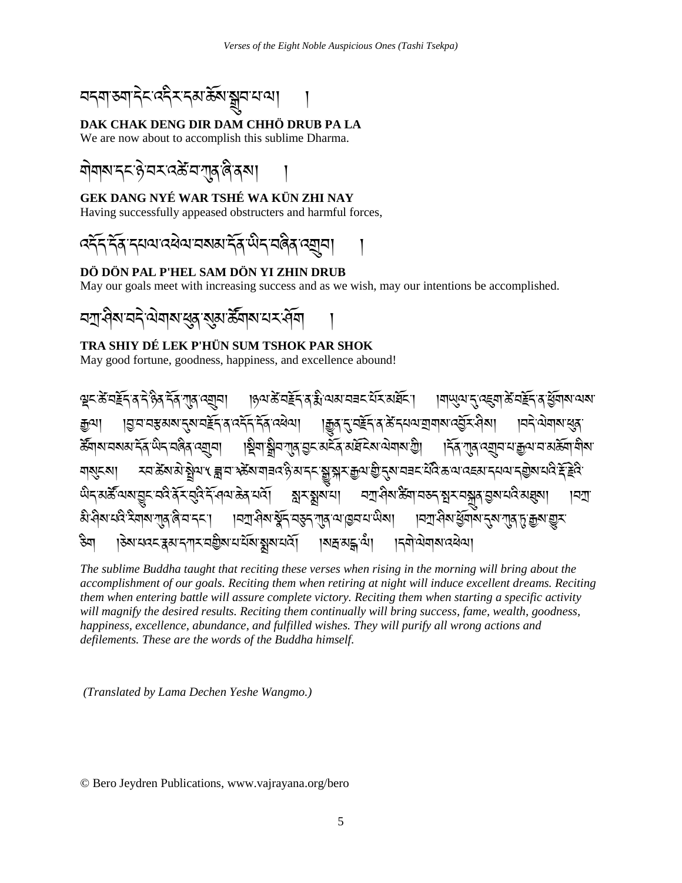བདག་ཅག་དེང་འདིར་དམ་ཆོས་སྒྲུབ་པ་ལ། །

**DAK CHAK DENG DIR DAM CHHÖ DRUB PA LA**
We are now about to accomplish this sublime Dharma.

གེགས་དང་ཉེ་བར་འཚེ་བ་ཀུན་ཞི་ནས། །

**GEK DANG NYÉ WAR TSHÉ WA KÜN ZHI NAY**
Having successfully appeased obstructers and harmful forces,

འདོད་དོན་དཔལ་འཕེལ་བསམ་དོན་ཡིད་བཞིན་འགྲུབ། །

**DÖ DÖN PAL P'HEL SAM DÖN YI ZHIN DRUB**
May our goals meet with increasing success and as we wish, may our intentions be accomplished.

བཀྲ་ཤིས་བདེ་ལེགས་ཕུན་སུམ་ཚོགས་པར་ཤོག །

**TRA SHIY DÉ LEK P'HÜN SUM TSHOK PAR SHOK**
May good fortune, goodness, happiness, and excellence abound!

ལྡང་ཚེ་བརྗོད་ན་དེ་ཉིན་དོན་ཀུན་འགྲུབ། །ཉལ་ཚེ་བརྗོད་ན་རྨི་ལམ་བཟང་པོར་མཐོང་། །གཡུལ་དུ་འཇུག་ཚེ་བརྗོད་ན་ཕྱོགས་ལས་རྒྱལ། །བྱ་བ་བརྩམས་དུས་བརྗོད་ན་འདོད་དོན་འཕེལ། །རྟག་ཏུ་བརྗོད་ན་ཚེ་དཔལ་གྲགས་འབྱོར་ཤིས། །བདེ་ལེགས་ཕུན་ཚོགས་བསམ་དོན་ཡིད་བཞིན་འགྲུབ། །སྡིག་སྒྲིབ་ཀུན་བྱང་མངོན་མཐོ་ངེས་ལེགས་ཀྱི། །དོན་ཀུན་འགྲུབ་པ་རྒྱལ་བ་མཆོག་གིས་གསུངས། རབ་ཆོས་མི་ཕྱེལ་༥ ཆྭ་བ་རྒྱས་གཏན་ཉི་མ་དང་སྐྱ་སྐར་རྒྱལ་གྱི་དུས་བཟང་པོའི་ཚལ་འཛམ་དཔལ་དབྱེས་པའི་རྡོ་རྗེའི་ཡིད་མཚོ་ལས་བྱུང་བའི་ནོར་བུའི་དོ་ཤལ་ཆེན་པོ། སྐར་སྐྱེས་པ། བཀྲ་ཤིས་ཚིག་བཅད་སྔར་བསྒྲུན་བྱས་པའི་མཐུས། །བཀྲ་མི་ཤིས་པའི་རིགས་ཀུན་ཞི་བ་དང་། །བཀྲ་ཤིས་སྣོད་བཅུད་ཀུན་ལ་ཁྱབ་པ་ཡིས། །བཀྲ་ཤིས་ཕྱོགས་དུས་ཀུན་ཏུ་རྒྱས་གྱུར་ཅིག །ཅེས་པའང་རྣམ་དཀར་བགྱིས་པ་པོས་སྨྲས་པའོ། །སརྦ་མངྒ་ལཾ། །དགེ་ལེགས་འཕེལ།

*The sublime Buddha taught that reciting these verses when rising in the morning will bring about the accomplishment of our goals. Reciting them when retiring at night will induce excellent dreams. Reciting them when entering battle will assure complete victory. Reciting them when starting a specific activity will magnify the desired results. Reciting them continually will bring success, fame, wealth, goodness, happiness, excellence, abundance, and fulfilled wishes. They will purify all wrong actions and defilements. These are the words of the Buddha himself.*

*(Translated by Lama Dechen Yeshe Wangmo.)*

© Bero Jeydren Publications, www.vajrayana.org/bero